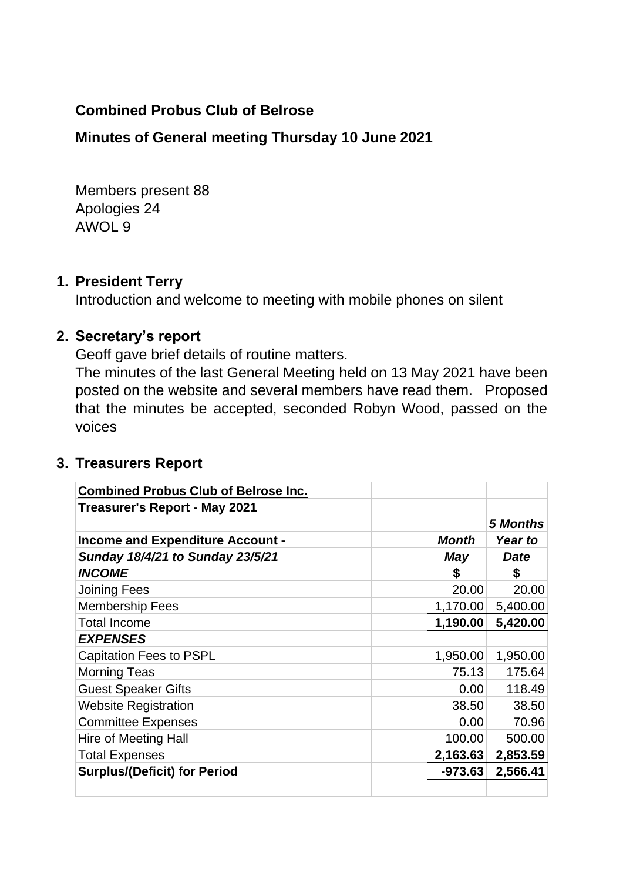**Combined Probus Club of Belrose**

**Minutes of General meeting Thursday 10 June 2021**

Members present 88
Apologies 24
AWOL 9

1. **President Terry**
   Introduction and welcome to meeting with mobile phones on silent

2. **Secretary's report**
   Geoff gave brief details of routine matters.
   The minutes of the last General Meeting held on 13 May 2021 have been posted on the website and several members have read them. Proposed that the minutes be accepted, seconded Robyn Wood, passed on the voices

3. **Treasurers Report**

| **Combined Probus Club of Belrose Inc.** | | | | |
|---|---|---|---|---|
| **Treasurer's Report - May 2021** | | | | |
| | | | | ***5 Months*** |
| **Income and Expenditure Account -** | | | ***Month*** | ***Year to*** |
| ***Sunday 18/4/21 to Sunday 23/5/21*** | | | ***May*** | ***Date*** |
| ***INCOME*** | | | **$** | **$** |
| Joining Fees | | | 20.00 | 20.00 |
| Membership Fees | | | 1,170.00 | 5,400.00 |
| Total Income | | | **1,190.00** | **5,420.00** |
| ***EXPENSES*** | | | | |
| Capitation Fees to PSPL | | | 1,950.00 | 1,950.00 |
| Morning Teas | | | 75.13 | 175.64 |
| Guest Speaker Gifts | | | 0.00 | 118.49 |
| Website Registration | | | 38.50 | 38.50 |
| Committee Expenses | | | 0.00 | 70.96 |
| Hire of Meeting Hall | | | 100.00 | 500.00 |
| Total Expenses | | | **2,163.63** | **2,853.59** |
| **Surplus/(Deficit) for Period** | | | **-973.63** | **2,566.41** |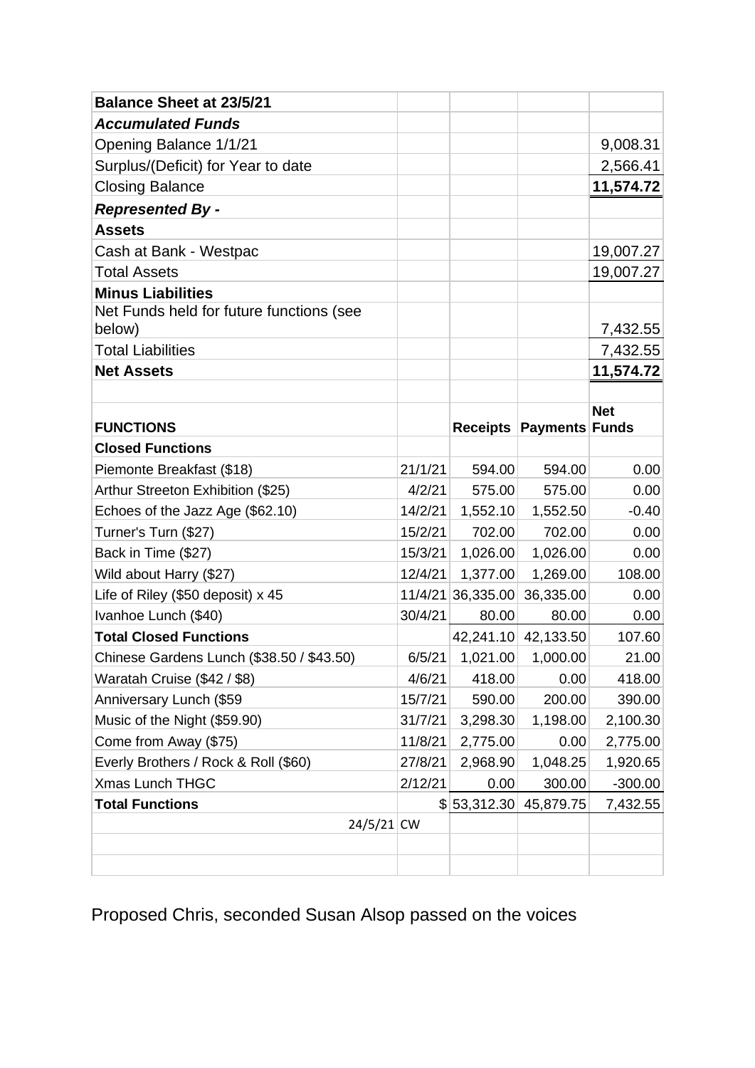| **Balance Sheet at 23/5/21** | | | | |
|---|---|---|---|---|
| ***Accumulated Funds*** | | | | |
| Opening Balance 1/1/21 | | | | 9,008.31 |
| Surplus/(Deficit) for Year to date | | | | 2,566.41 |
| Closing Balance | | | | **11,574.72** |
| ***Represented By -*** | | | | |
| **Assets** | | | | |
| Cash at Bank - Westpac | | | | 19,007.27 |
| Total Assets | | | | 19,007.27 |
| **Minus Liabilities** | | | | |
| Net Funds held for future functions (see below) | | | | 7,432.55 |
| Total Liabilities | | | | 7,432.55 |
| **Net Assets** | | | | **11,574.72** |
| | | | | |
| **FUNCTIONS** | | **Receipts** | **Payments** | **Net Funds** |
| **Closed Functions** | | | | |
| Piemonte Breakfast ($18) | 21/1/21 | 594.00 | 594.00 | 0.00 |
| Arthur Streeton Exhibition ($25) | 4/2/21 | 575.00 | 575.00 | 0.00 |
| Echoes of the Jazz Age ($62.10) | 14/2/21 | 1,552.10 | 1,552.50 | -0.40 |
| Turner's Turn ($27) | 15/2/21 | 702.00 | 702.00 | 0.00 |
| Back in Time ($27) | 15/3/21 | 1,026.00 | 1,026.00 | 0.00 |
| Wild about Harry ($27) | 12/4/21 | 1,377.00 | 1,269.00 | 108.00 |
| Life of Riley ($50 deposit) x 45 | 11/4/21 | 36,335.00 | 36,335.00 | 0.00 |
| Ivanhoe Lunch ($40) | 30/4/21 | 80.00 | 80.00 | 0.00 |
| **Total Closed Functions** | | 42,241.10 | 42,133.50 | 107.60 |
| Chinese Gardens Lunch ($38.50 / $43.50) | 6/5/21 | 1,021.00 | 1,000.00 | 21.00 |
| Waratah Cruise ($42 / $8) | 4/6/21 | 418.00 | 0.00 | 418.00 |
| Anniversary Lunch ($59 | 15/7/21 | 590.00 | 200.00 | 390.00 |
| Music of the Night ($59.90) | 31/7/21 | 3,298.30 | 1,198.00 | 2,100.30 |
| Come from Away ($75) | 11/8/21 | 2,775.00 | 0.00 | 2,775.00 |
| Everly Brothers / Rock & Roll ($60) | 27/8/21 | 2,968.90 | 1,048.25 | 1,920.65 |
| Xmas Lunch THGC | 2/12/21 | 0.00 | 300.00 | -300.00 |
| **Total Functions** | | $ 53,312.30 | 45,879.75 | 7,432.55 |
| 24/5/21 | CW | | | |

Proposed Chris, seconded Susan Alsop passed on the voices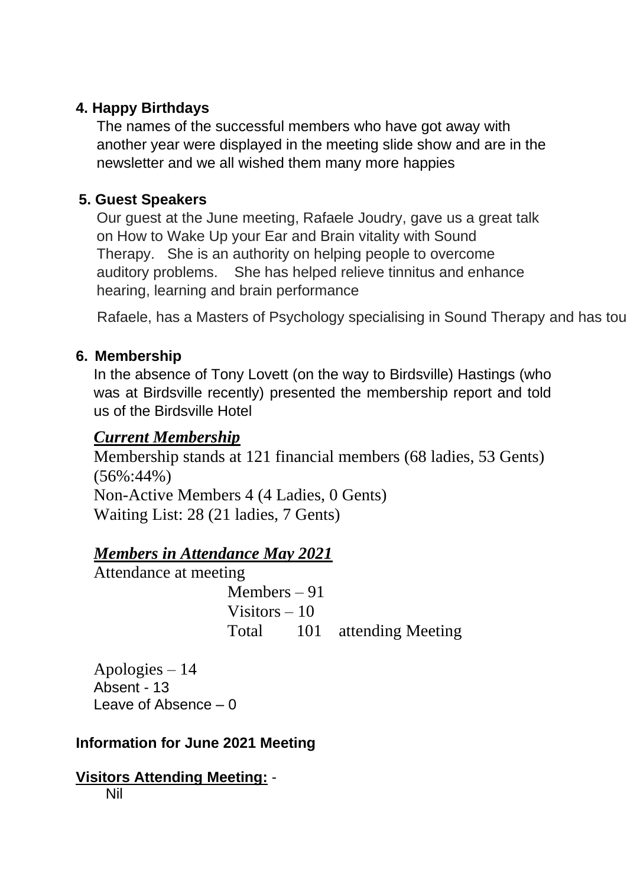**4. Happy Birthdays**

The names of the successful members who have got away with another year were displayed in the meeting slide show and are in the newsletter and we all wished them many more happies

**5. Guest Speakers**

Our guest at the June meeting, Rafaele Joudry, gave us a great talk on How to Wake Up your Ear and Brain vitality with Sound Therapy. She is an authority on helping people to overcome auditory problems. She has helped relieve tinnitus and enhance hearing, learning and brain performance

Rafaele, has a Masters of Psychology specialising in Sound Therapy and has tou

**6. Membership**

In the absence of Tony Lovett (on the way to Birdsville) Hastings (who was at Birdsville recently) presented the membership report and told us of the Birdsville Hotel

***Current Membership***

Membership stands at 121 financial members (68 ladies, 53 Gents) (56%:44%)
Non-Active Members 4 (4 Ladies, 0 Gents)
Waiting List: 28 (21 ladies, 7 Gents)

***Members in Attendance May 2021***

Attendance at meeting

Members – 91
Visitors – 10
Total 101 attending Meeting

Apologies – 14
Absent - 13
Leave of Absence – 0

**Information for June 2021 Meeting**

**Visitors Attending Meeting:** -

Nil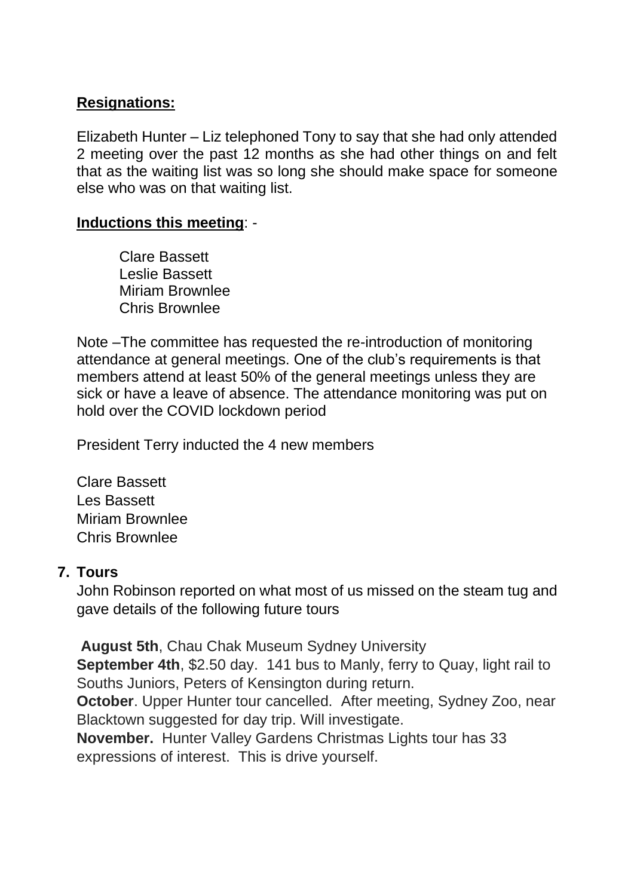**Resignations:**

Elizabeth Hunter – Liz telephoned Tony to say that she had only attended 2 meeting over the past 12 months as she had other things on and felt that as the waiting list was so long she should make space for someone else who was on that waiting list.

**Inductions this meeting**: -

Clare Bassett
Leslie Bassett
Miriam Brownlee
Chris Brownlee

Note –The committee has requested the re-introduction of monitoring attendance at general meetings. One of the club's requirements is that members attend at least 50% of the general meetings unless they are sick or have a leave of absence. The attendance monitoring was put on hold over the COVID lockdown period

President Terry inducted the 4 new members

Clare Bassett
Les Bassett
Miriam Brownlee
Chris Brownlee

## 7. Tours

John Robinson reported on what most of us missed on the steam tug and gave details of the following future tours

**August 5th**, Chau Chak Museum Sydney University
**September 4th**, $2.50 day. 141 bus to Manly, ferry to Quay, light rail to Souths Juniors, Peters of Kensington during return.
**October**. Upper Hunter tour cancelled. After meeting, Sydney Zoo, near Blacktown suggested for day trip. Will investigate.
**November.** Hunter Valley Gardens Christmas Lights tour has 33 expressions of interest. This is drive yourself.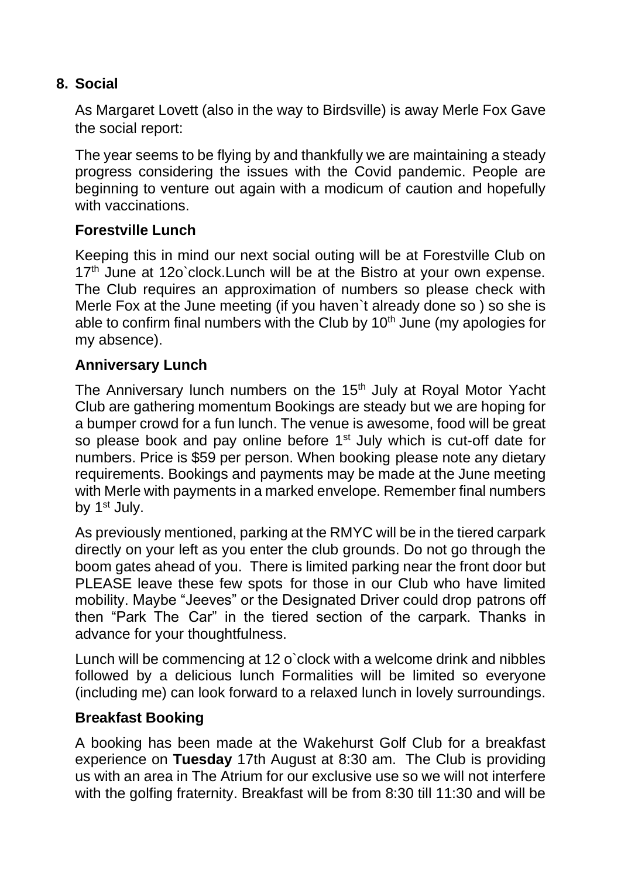## 8. Social

As Margaret Lovett (also in the way to Birdsville) is away Merle Fox Gave the social report:

The year seems to be flying by and thankfully we are maintaining a steady progress considering the issues with the Covid pandemic. People are beginning to venture out again with a modicum of caution and hopefully with vaccinations.

### Forestville Lunch

Keeping this in mind our next social outing will be at Forestville Club on 17th June at 12o`clock.Lunch will be at the Bistro at your own expense. The Club requires an approximation of numbers so please check with Merle Fox at the June meeting (if you haven`t already done so ) so she is able to confirm final numbers with the Club by 10th June (my apologies for my absence).

### Anniversary Lunch

The Anniversary lunch numbers on the 15th July at Royal Motor Yacht Club are gathering momentum Bookings are steady but we are hoping for a bumper crowd for a fun lunch. The venue is awesome, food will be great so please book and pay online before 1st July which is cut-off date for numbers. Price is $59 per person. When booking please note any dietary requirements. Bookings and payments may be made at the June meeting with Merle with payments in a marked envelope. Remember final numbers by 1st July.

As previously mentioned, parking at the RMYC will be in the tiered carpark directly on your left as you enter the club grounds. Do not go through the boom gates ahead of you. There is limited parking near the front door but PLEASE leave these few spots for those in our Club who have limited mobility. Maybe "Jeeves" or the Designated Driver could drop patrons off then "Park The Car" in the tiered section of the carpark. Thanks in advance for your thoughtfulness.

Lunch will be commencing at 12 o`clock with a welcome drink and nibbles followed by a delicious lunch Formalities will be limited so everyone (including me) can look forward to a relaxed lunch in lovely surroundings.

### Breakfast Booking

A booking has been made at the Wakehurst Golf Club for a breakfast experience on **Tuesday** 17th August at 8:30 am. The Club is providing us with an area in The Atrium for our exclusive use so we will not interfere with the golfing fraternity. Breakfast will be from 8:30 till 11:30 and will be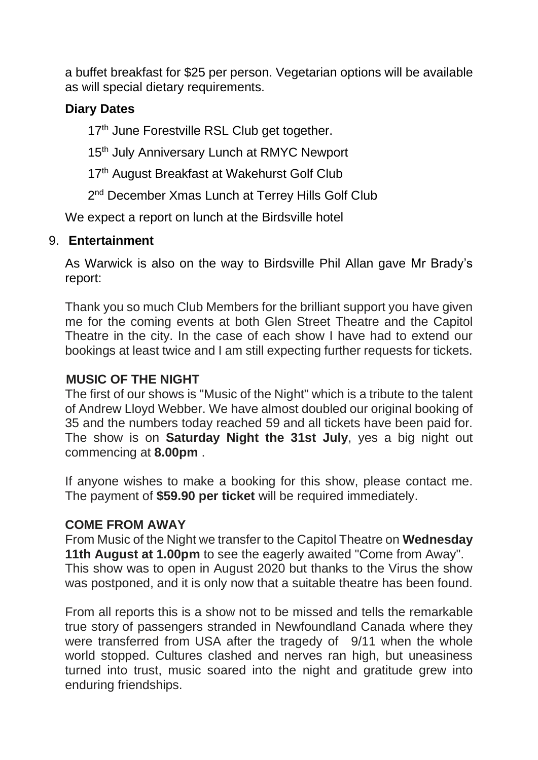a buffet breakfast for $25 per person. Vegetarian options will be available as will special dietary requirements.

**Diary Dates**

17th June Forestville RSL Club get together.

15th July Anniversary Lunch at RMYC Newport

17th August Breakfast at Wakehurst Golf Club

2nd December Xmas Lunch at Terrey Hills Golf Club

We expect a report on lunch at the Birdsville hotel

9. **Entertainment**

As Warwick is also on the way to Birdsville Phil Allan gave Mr Brady's report:

Thank you so much Club Members for the brilliant support you have given me for the coming events at both Glen Street Theatre and the Capitol Theatre in the city. In the case of each show I have had to extend our bookings at least twice and I am still expecting further requests for tickets.

**MUSIC OF THE NIGHT**

The first of our shows is "Music of the Night" which is a tribute to the talent of Andrew Lloyd Webber. We have almost doubled our original booking of 35 and the numbers today reached 59 and all tickets have been paid for. The show is on **Saturday Night the 31st July**, yes a big night out commencing at **8.00pm** .

If anyone wishes to make a booking for this show, please contact me. The payment of **$59.90 per ticket** will be required immediately.

**COME FROM AWAY**

From Music of the Night we transfer to the Capitol Theatre on **Wednesday 11th August at 1.00pm** to see the eagerly awaited "Come from Away". This show was to open in August 2020 but thanks to the Virus the show was postponed, and it is only now that a suitable theatre has been found.

From all reports this is a show not to be missed and tells the remarkable true story of passengers stranded in Newfoundland Canada where they were transferred from USA after the tragedy of 9/11 when the whole world stopped. Cultures clashed and nerves ran high, but uneasiness turned into trust, music soared into the night and gratitude grew into enduring friendships.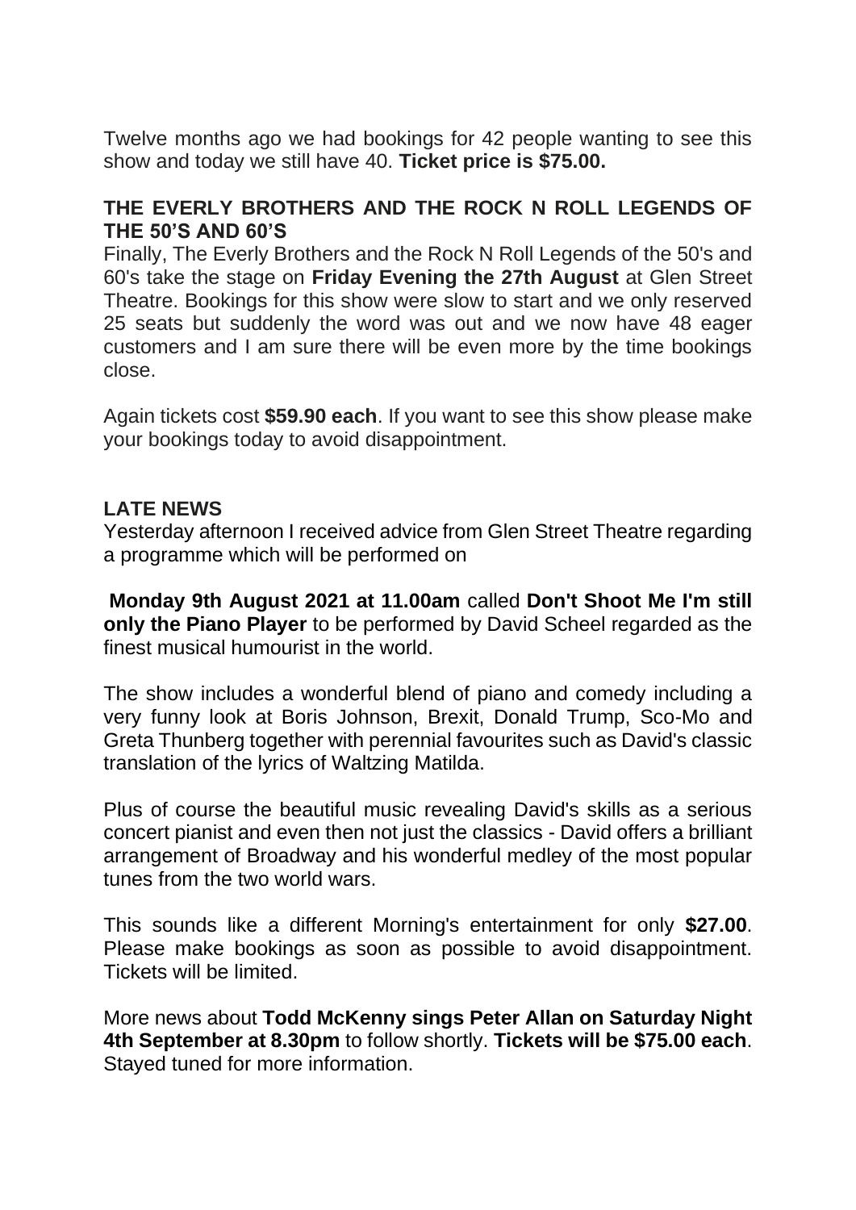Twelve months ago we had bookings for 42 people wanting to see this show and today we still have 40. **Ticket price is $75.00.**

### THE EVERLY BROTHERS AND THE ROCK N ROLL LEGENDS OF THE 50'S AND 60'S

Finally, The Everly Brothers and the Rock N Roll Legends of the 50's and 60's take the stage on **Friday Evening the 27th August** at Glen Street Theatre. Bookings for this show were slow to start and we only reserved 25 seats but suddenly the word was out and we now have 48 eager customers and I am sure there will be even more by the time bookings close.

Again tickets cost **$59.90 each**. If you want to see this show please make your bookings today to avoid disappointment.

### LATE NEWS

Yesterday afternoon I received advice from Glen Street Theatre regarding a programme which will be performed on

**Monday 9th August 2021 at 11.00am** called **Don't Shoot Me I'm still only the Piano Player** to be performed by David Scheel regarded as the finest musical humourist in the world.

The show includes a wonderful blend of piano and comedy including a very funny look at Boris Johnson, Brexit, Donald Trump, Sco-Mo and Greta Thunberg together with perennial favourites such as David's classic translation of the lyrics of Waltzing Matilda.

Plus of course the beautiful music revealing David's skills as a serious concert pianist and even then not just the classics - David offers a brilliant arrangement of Broadway and his wonderful medley of the most popular tunes from the two world wars.

This sounds like a different Morning's entertainment for only **$27.00**. Please make bookings as soon as possible to avoid disappointment. Tickets will be limited.

More news about **Todd McKenny sings Peter Allan on Saturday Night 4th September at 8.30pm** to follow shortly. **Tickets will be $75.00 each**. Stayed tuned for more information.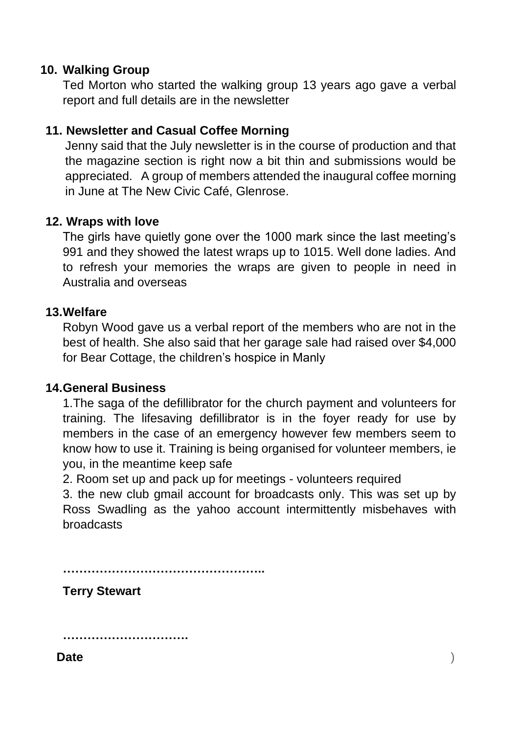**10. Walking Group**

Ted Morton who started the walking group 13 years ago gave a verbal report and full details are in the newsletter

**11. Newsletter and Casual Coffee Morning**

Jenny said that the July newsletter is in the course of production and that the magazine section is right now a bit thin and submissions would be appreciated. A group of members attended the inaugural coffee morning in June at The New Civic Café, Glenrose.

**12. Wraps with love**

The girls have quietly gone over the 1000 mark since the last meeting's 991 and they showed the latest wraps up to 1015. Well done ladies. And to refresh your memories the wraps are given to people in need in Australia and overseas

**13.Welfare**

Robyn Wood gave us a verbal report of the members who are not in the best of health. She also said that her garage sale had raised over $4,000 for Bear Cottage, the children's hospice in Manly

**14.General Business**

1.The saga of the defillibrator for the church payment and volunteers for training. The lifesaving defillibrator is in the foyer ready for use by members in the case of an emergency however few members seem to know how to use it. Training is being organised for volunteer members, ie you, in the meantime keep safe

2. Room set up and pack up for meetings - volunteers required

3. the new club gmail account for broadcasts only. This was set up by Ross Swadling as the yahoo account intermittently misbehaves with broadcasts

**…………………………………………..**

**Terry Stewart**

**………………………….**

**Date** )